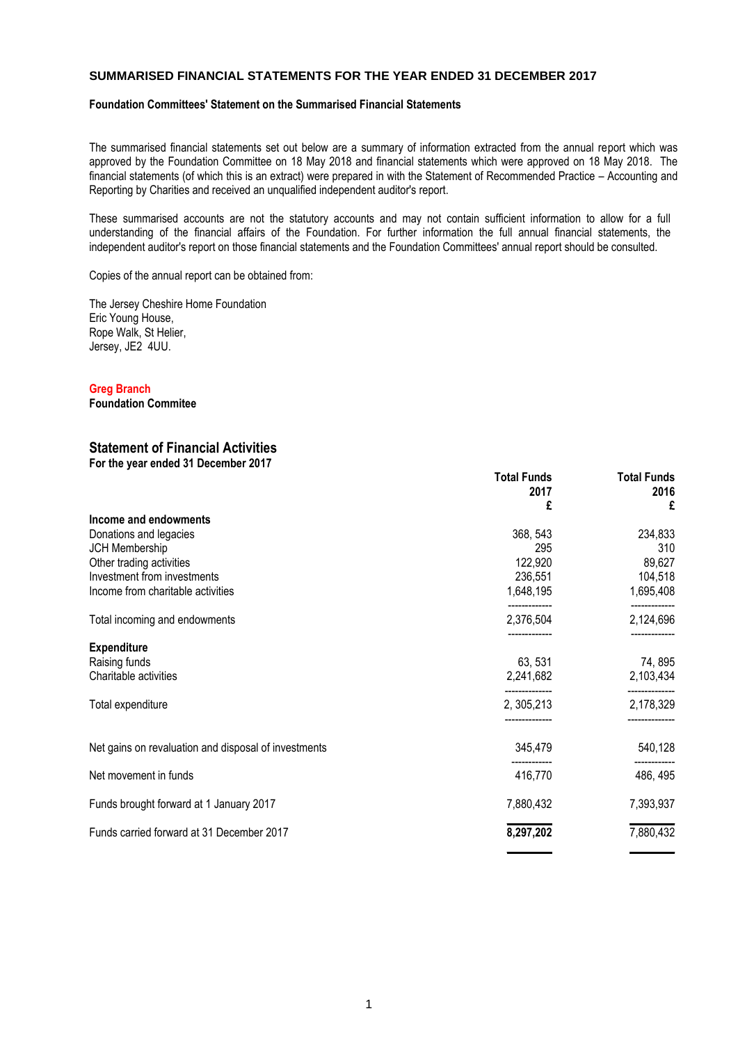## SUMMARISED FINANCIAL STATEMENTS FOR THE YEAR ENDED 31 DECEMBER 2017

**Foundation Committees' Statement on the Summarised Financial Statements**

The summarised financial statements set out below are a summary of information extracted from the annual report which was approved by the Foundation Committee on 18 May 2018 and financial statements which were approved on 18 May 2018. The financial statements (of which this is an extract) were prepared in with the Statement of Recommended Practice – Accounting and Reporting by Charities and received an unqualified independent auditor's report.

These summarised accounts are not the statutory accounts and may not contain sufficient information to allow for a full understanding of the financial affairs of the Foundation. For further information the full annual financial statements, the independent auditor's report on those financial statements and the Foundation Committees' annual report should be consulted.

Copies of the annual report can be obtained from:

The Jersey Cheshire Home Foundation
Eric Young House,
Rope Walk, St Helier,
Jersey, JE2 4UU.

**Greg Branch**
**Foundation Commitee**

## Statement of Financial Activities

**For the year ended 31 December 2017**

| | Total Funds 2017 £ | Total Funds 2016 £ |
|---|---|---|
| **Income and endowments** | | |
| Donations and legacies | 368, 543 | 234,833 |
| JCH Membership | 295 | 310 |
| Other trading activities | 122,920 | 89,627 |
| Investment from investments | 236,551 | 104,518 |
| Income from charitable activities | 1,648,195 | 1,695,408 |
| Total incoming and endowments | 2,376,504 | 2,124,696 |
| **Expenditure** | | |
| Raising funds | 63, 531 | 74, 895 |
| Charitable activities | 2,241,682 | 2,103,434 |
| Total expenditure | 2, 305,213 | 2,178,329 |
| Net gains on revaluation and disposal of investments | 345,479 | 540,128 |
| Net movement in funds | 416,770 | 486, 495 |
| Funds brought forward at 1 January 2017 | 7,880,432 | 7,393,937 |
| Funds carried forward at 31 December 2017 | **8,297,202** | 7,880,432 |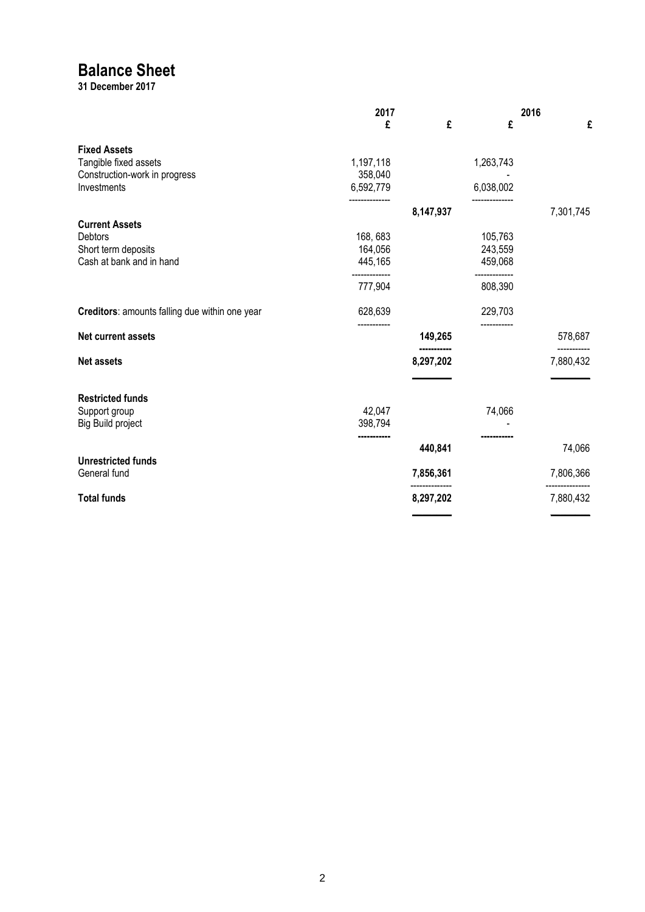# Balance Sheet

**31 December 2017**

| | 2017 £ | £ | 2016 £ | £ |
|---|---|---|---|---|
| **Fixed Assets** | | | | |
| Tangible fixed assets | 1,197,118 | | 1,263,743 | |
| Construction-work in progress | 358,040 | | - | |
| Investments | 6,592,779 | | 6,038,002 | |
| | | **8,147,937** | | 7,301,745 |
| **Current Assets** | | | | |
| Debtors | 168, 683 | | 105,763 | |
| Short term deposits | 164,056 | | 243,559 | |
| Cash at bank and in hand | 445,165 | | 459,068 | |
| | 777,904 | | 808,390 | |
| **Creditors**: amounts falling due within one year | 628,639 | | 229,703 | |
| **Net current assets** | | **149,265** | | 578,687 |
| **Net assets** | | **8,297,202** | | 7,880,432 |
| **Restricted funds** | | | | |
| Support group | 42,047 | | 74,066 | |
| Big Build project | 398,794 | | - | |
| | | **440,841** | | 74,066 |
| **Unrestricted funds** | | | | |
| General fund | | **7,856,361** | | 7,806,366 |
| **Total funds** | | **8,297,202** | | 7,880,432 |